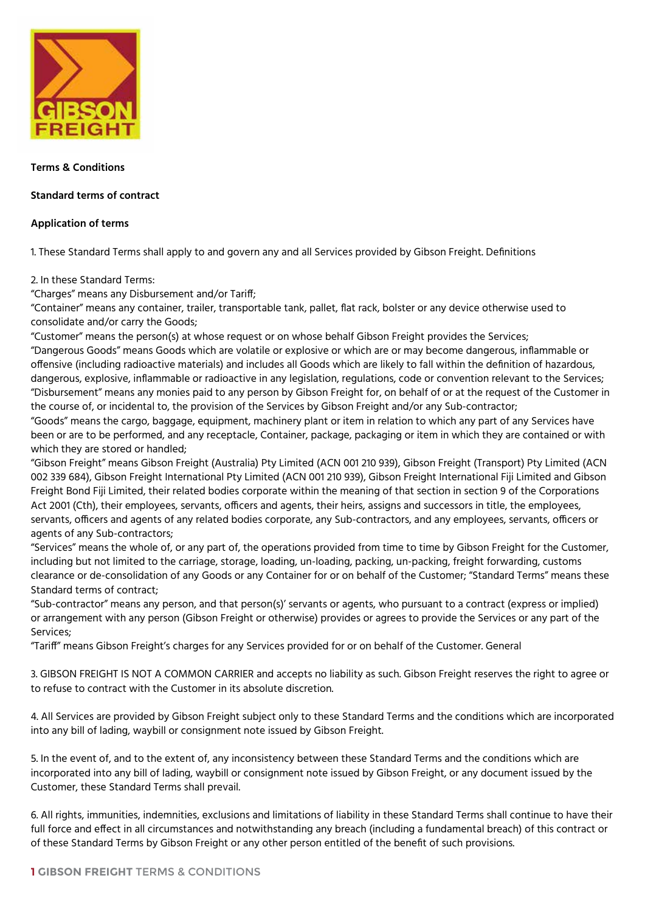**Terms & Conditions**

**Standard terms of contract**

**Application of terms**

1. These Standard Terms shall apply to and govern any and all Services provided by Gibson Freight. Definitions

2. In these Standard Terms:
"Charges" means any Disbursement and/or Tariff;
"Container" means any container, trailer, transportable tank, pallet, flat rack, bolster or any device otherwise used to consolidate and/or carry the Goods;
"Customer" means the person(s) at whose request or on whose behalf Gibson Freight provides the Services;
"Dangerous Goods" means Goods which are volatile or explosive or which are or may become dangerous, inflammable or offensive (including radioactive materials) and includes all Goods which are likely to fall within the definition of hazardous, dangerous, explosive, inflammable or radioactive in any legislation, regulations, code or convention relevant to the Services;
"Disbursement" means any monies paid to any person by Gibson Freight for, on behalf of or at the request of the Customer in the course of, or incidental to, the provision of the Services by Gibson Freight and/or any Sub-contractor;
"Goods" means the cargo, baggage, equipment, machinery plant or item in relation to which any part of any Services have been or are to be performed, and any receptacle, Container, package, packaging or item in which they are contained or with which they are stored or handled;
"Gibson Freight" means Gibson Freight (Australia) Pty Limited (ACN 001 210 939), Gibson Freight (Transport) Pty Limited (ACN 002 339 684), Gibson Freight International Pty Limited (ACN 001 210 939), Gibson Freight International Fiji Limited and Gibson Freight Bond Fiji Limited, their related bodies corporate within the meaning of that section in section 9 of the Corporations Act 2001 (Cth), their employees, servants, officers and agents, their heirs, assigns and successors in title, the employees, servants, officers and agents of any related bodies corporate, any Sub-contractors, and any employees, servants, officers or agents of any Sub-contractors;
"Services" means the whole of, or any part of, the operations provided from time to time by Gibson Freight for the Customer, including but not limited to the carriage, storage, loading, un-loading, packing, un-packing, freight forwarding, customs clearance or de-consolidation of any Goods or any Container for or on behalf of the Customer; "Standard Terms" means these Standard terms of contract;
"Sub-contractor" means any person, and that person(s)' servants or agents, who pursuant to a contract (express or implied) or arrangement with any person (Gibson Freight or otherwise) provides or agrees to provide the Services or any part of the Services;
"Tariff" means Gibson Freight's charges for any Services provided for or on behalf of the Customer. General

3. GIBSON FREIGHT IS NOT A COMMON CARRIER and accepts no liability as such. Gibson Freight reserves the right to agree or to refuse to contract with the Customer in its absolute discretion.

4. All Services are provided by Gibson Freight subject only to these Standard Terms and the conditions which are incorporated into any bill of lading, waybill or consignment note issued by Gibson Freight.

5. In the event of, and to the extent of, any inconsistency between these Standard Terms and the conditions which are incorporated into any bill of lading, waybill or consignment note issued by Gibson Freight, or any document issued by the Customer, these Standard Terms shall prevail.

6. All rights, immunities, indemnities, exclusions and limitations of liability in these Standard Terms shall continue to have their full force and effect in all circumstances and notwithstanding any breach (including a fundamental breach) of this contract or of these Standard Terms by Gibson Freight or any other person entitled of the benefit of such provisions.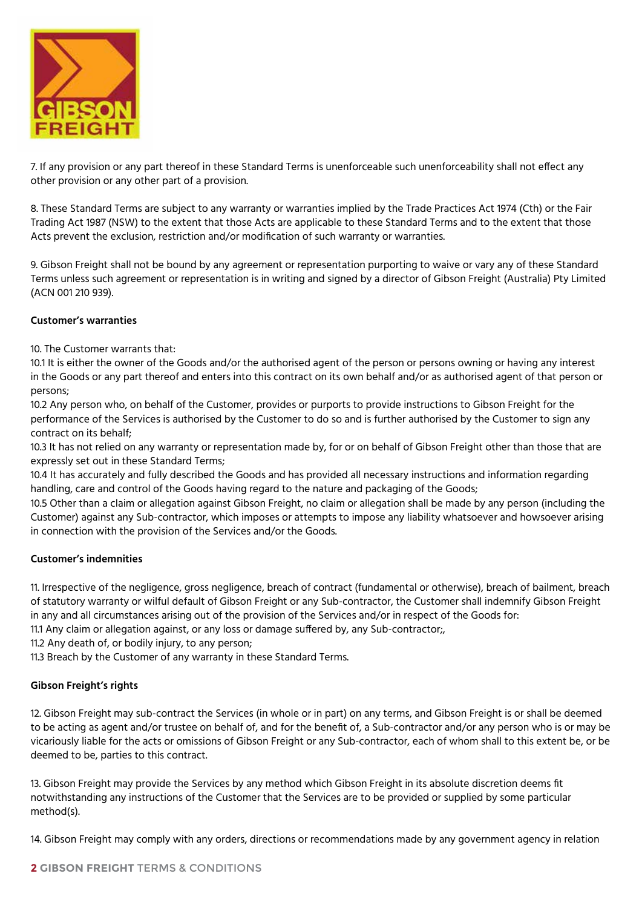7. If any provision or any part thereof in these Standard Terms is unenforceable such unenforceability shall not effect any other provision or any other part of a provision.

8. These Standard Terms are subject to any warranty or warranties implied by the Trade Practices Act 1974 (Cth) or the Fair Trading Act 1987 (NSW) to the extent that those Acts are applicable to these Standard Terms and to the extent that those Acts prevent the exclusion, restriction and/or modification of such warranty or warranties.

9. Gibson Freight shall not be bound by any agreement or representation purporting to waive or vary any of these Standard Terms unless such agreement or representation is in writing and signed by a director of Gibson Freight (Australia) Pty Limited (ACN 001 210 939).

**Customer's warranties**

10. The Customer warrants that:
10.1 It is either the owner of the Goods and/or the authorised agent of the person or persons owning or having any interest in the Goods or any part thereof and enters into this contract on its own behalf and/or as authorised agent of that person or persons;
10.2 Any person who, on behalf of the Customer, provides or purports to provide instructions to Gibson Freight for the performance of the Services is authorised by the Customer to do so and is further authorised by the Customer to sign any contract on its behalf;
10.3 It has not relied on any warranty or representation made by, for or on behalf of Gibson Freight other than those that are expressly set out in these Standard Terms;
10.4 It has accurately and fully described the Goods and has provided all necessary instructions and information regarding handling, care and control of the Goods having regard to the nature and packaging of the Goods;
10.5 Other than a claim or allegation against Gibson Freight, no claim or allegation shall be made by any person (including the Customer) against any Sub-contractor, which imposes or attempts to impose any liability whatsoever and howsoever arising in connection with the provision of the Services and/or the Goods.

**Customer's indemnities**

11. Irrespective of the negligence, gross negligence, breach of contract (fundamental or otherwise), breach of bailment, breach of statutory warranty or wilful default of Gibson Freight or any Sub-contractor, the Customer shall indemnify Gibson Freight in any and all circumstances arising out of the provision of the Services and/or in respect of the Goods for:
11.1 Any claim or allegation against, or any loss or damage suffered by, any Sub-contractor;,
11.2 Any death of, or bodily injury, to any person;
11.3 Breach by the Customer of any warranty in these Standard Terms.

**Gibson Freight's rights**

12. Gibson Freight may sub-contract the Services (in whole or in part) on any terms, and Gibson Freight is or shall be deemed to be acting as agent and/or trustee on behalf of, and for the benefit of, a Sub-contractor and/or any person who is or may be vicariously liable for the acts or omissions of Gibson Freight or any Sub-contractor, each of whom shall to this extent be, or be deemed to be, parties to this contract.

13. Gibson Freight may provide the Services by any method which Gibson Freight in its absolute discretion deems fit notwithstanding any instructions of the Customer that the Services are to be provided or supplied by some particular method(s).

14. Gibson Freight may comply with any orders, directions or recommendations made by any government agency in relation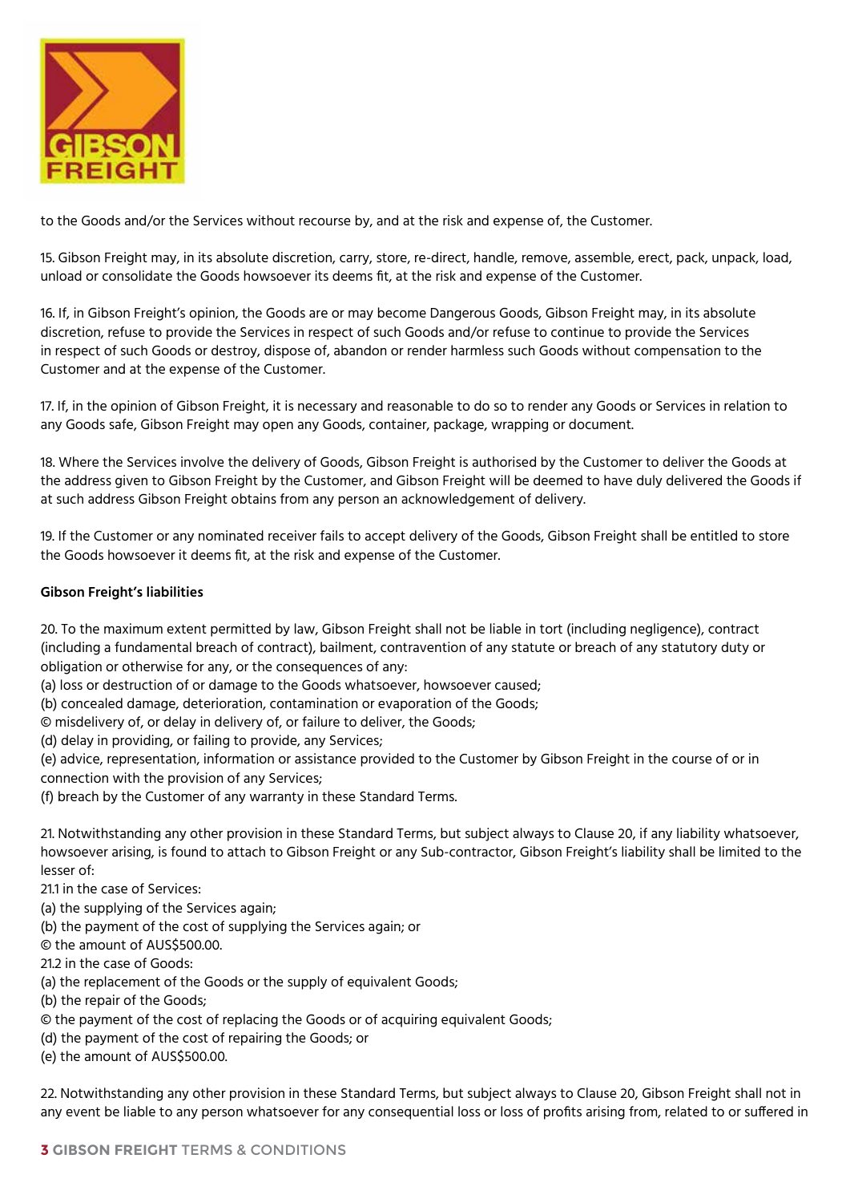to the Goods and/or the Services without recourse by, and at the risk and expense of, the Customer.

15. Gibson Freight may, in its absolute discretion, carry, store, re-direct, handle, remove, assemble, erect, pack, unpack, load, unload or consolidate the Goods howsoever its deems fit, at the risk and expense of the Customer.

16. If, in Gibson Freight's opinion, the Goods are or may become Dangerous Goods, Gibson Freight may, in its absolute discretion, refuse to provide the Services in respect of such Goods and/or refuse to continue to provide the Services in respect of such Goods or destroy, dispose of, abandon or render harmless such Goods without compensation to the Customer and at the expense of the Customer.

17. If, in the opinion of Gibson Freight, it is necessary and reasonable to do so to render any Goods or Services in relation to any Goods safe, Gibson Freight may open any Goods, container, package, wrapping or document.

18. Where the Services involve the delivery of Goods, Gibson Freight is authorised by the Customer to deliver the Goods at the address given to Gibson Freight by the Customer, and Gibson Freight will be deemed to have duly delivered the Goods if at such address Gibson Freight obtains from any person an acknowledgement of delivery.

19. If the Customer or any nominated receiver fails to accept delivery of the Goods, Gibson Freight shall be entitled to store the Goods howsoever it deems fit, at the risk and expense of the Customer.

**Gibson Freight's liabilities**

20. To the maximum extent permitted by law, Gibson Freight shall not be liable in tort (including negligence), contract (including a fundamental breach of contract), bailment, contravention of any statute or breach of any statutory duty or obligation or otherwise for any, or the consequences of any:
(a) loss or destruction of or damage to the Goods whatsoever, howsoever caused;
(b) concealed damage, deterioration, contamination or evaporation of the Goods;
© misdelivery of, or delay in delivery of, or failure to deliver, the Goods;
(d) delay in providing, or failing to provide, any Services;
(e) advice, representation, information or assistance provided to the Customer by Gibson Freight in the course of or in connection with the provision of any Services;
(f) breach by the Customer of any warranty in these Standard Terms.

21. Notwithstanding any other provision in these Standard Terms, but subject always to Clause 20, if any liability whatsoever, howsoever arising, is found to attach to Gibson Freight or any Sub-contractor, Gibson Freight's liability shall be limited to the lesser of:
21.1 in the case of Services:
(a) the supplying of the Services again;
(b) the payment of the cost of supplying the Services again; or
© the amount of AUS$500.00.
21.2 in the case of Goods:
(a) the replacement of the Goods or the supply of equivalent Goods;
(b) the repair of the Goods;
© the payment of the cost of replacing the Goods or of acquiring equivalent Goods;
(d) the payment of the cost of repairing the Goods; or
(e) the amount of AUS$500.00.

22. Notwithstanding any other provision in these Standard Terms, but subject always to Clause 20, Gibson Freight shall not in any event be liable to any person whatsoever for any consequential loss or loss of profits arising from, related to or suffered in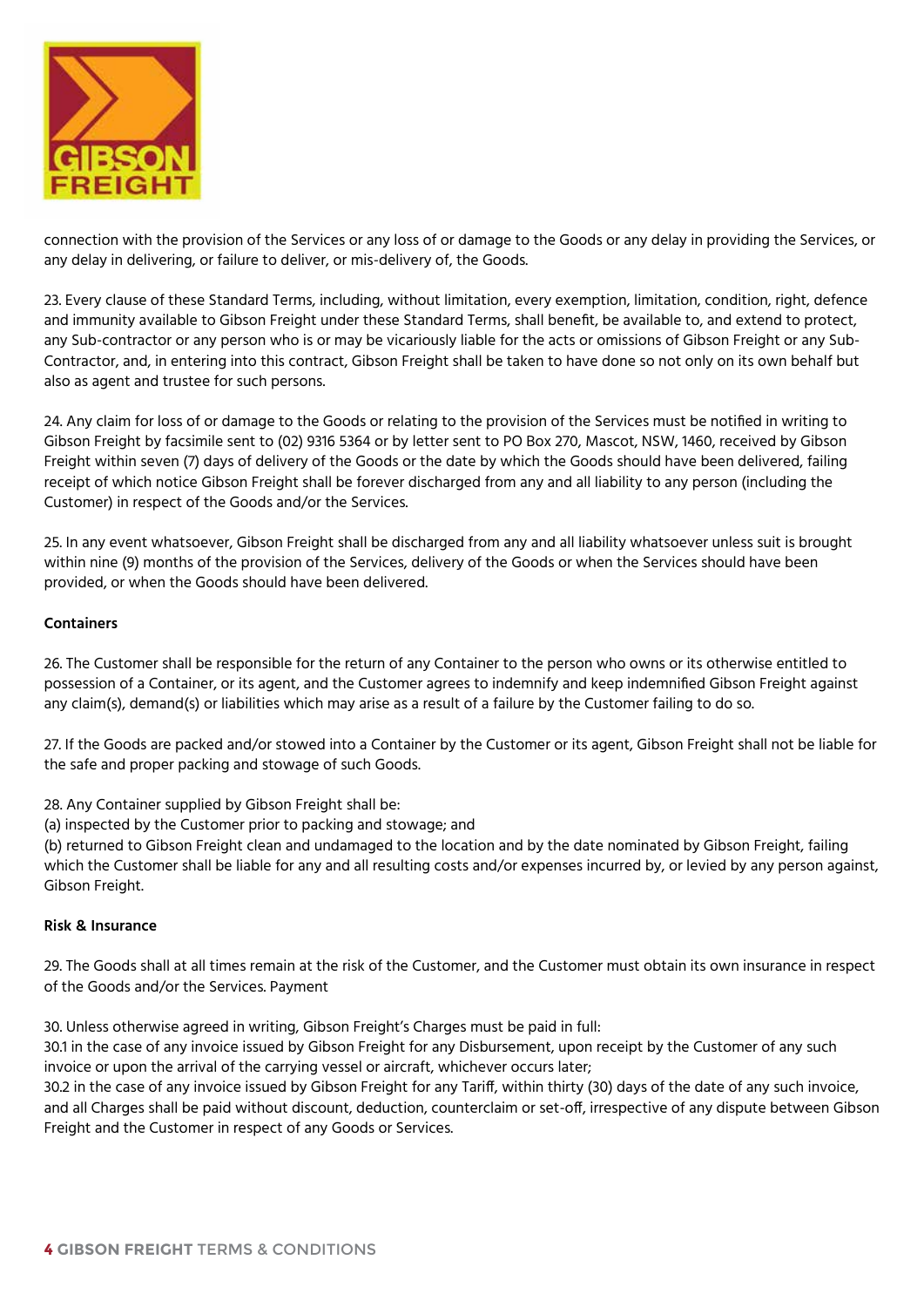connection with the provision of the Services or any loss of or damage to the Goods or any delay in providing the Services, or any delay in delivering, or failure to deliver, or mis-delivery of, the Goods.

23. Every clause of these Standard Terms, including, without limitation, every exemption, limitation, condition, right, defence and immunity available to Gibson Freight under these Standard Terms, shall benefit, be available to, and extend to protect, any Sub-contractor or any person who is or may be vicariously liable for the acts or omissions of Gibson Freight or any Sub-Contractor, and, in entering into this contract, Gibson Freight shall be taken to have done so not only on its own behalf but also as agent and trustee for such persons.

24. Any claim for loss of or damage to the Goods or relating to the provision of the Services must be notified in writing to Gibson Freight by facsimile sent to (02) 9316 5364 or by letter sent to PO Box 270, Mascot, NSW, 1460, received by Gibson Freight within seven (7) days of delivery of the Goods or the date by which the Goods should have been delivered, failing receipt of which notice Gibson Freight shall be forever discharged from any and all liability to any person (including the Customer) in respect of the Goods and/or the Services.

25. In any event whatsoever, Gibson Freight shall be discharged from any and all liability whatsoever unless suit is brought within nine (9) months of the provision of the Services, delivery of the Goods or when the Services should have been provided, or when the Goods should have been delivered.

**Containers**

26. The Customer shall be responsible for the return of any Container to the person who owns or its otherwise entitled to possession of a Container, or its agent, and the Customer agrees to indemnify and keep indemnified Gibson Freight against any claim(s), demand(s) or liabilities which may arise as a result of a failure by the Customer failing to do so.

27. If the Goods are packed and/or stowed into a Container by the Customer or its agent, Gibson Freight shall not be liable for the safe and proper packing and stowage of such Goods.

28. Any Container supplied by Gibson Freight shall be:
(a) inspected by the Customer prior to packing and stowage; and
(b) returned to Gibson Freight clean and undamaged to the location and by the date nominated by Gibson Freight, failing which the Customer shall be liable for any and all resulting costs and/or expenses incurred by, or levied by any person against, Gibson Freight.

**Risk & Insurance**

29. The Goods shall at all times remain at the risk of the Customer, and the Customer must obtain its own insurance in respect of the Goods and/or the Services. Payment

30. Unless otherwise agreed in writing, Gibson Freight's Charges must be paid in full:
30.1 in the case of any invoice issued by Gibson Freight for any Disbursement, upon receipt by the Customer of any such invoice or upon the arrival of the carrying vessel or aircraft, whichever occurs later;
30.2 in the case of any invoice issued by Gibson Freight for any Tariff, within thirty (30) days of the date of any such invoice, and all Charges shall be paid without discount, deduction, counterclaim or set-off, irrespective of any dispute between Gibson Freight and the Customer in respect of any Goods or Services.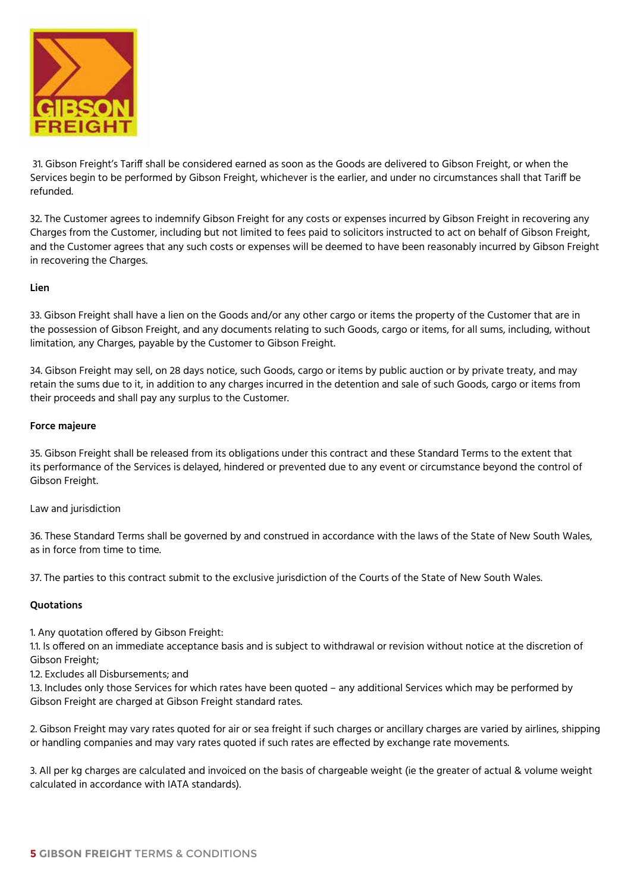31. Gibson Freight's Tariff shall be considered earned as soon as the Goods are delivered to Gibson Freight, or when the Services begin to be performed by Gibson Freight, whichever is the earlier, and under no circumstances shall that Tariff be refunded.

32. The Customer agrees to indemnify Gibson Freight for any costs or expenses incurred by Gibson Freight in recovering any Charges from the Customer, including but not limited to fees paid to solicitors instructed to act on behalf of Gibson Freight, and the Customer agrees that any such costs or expenses will be deemed to have been reasonably incurred by Gibson Freight in recovering the Charges.

**Lien**

33. Gibson Freight shall have a lien on the Goods and/or any other cargo or items the property of the Customer that are in the possession of Gibson Freight, and any documents relating to such Goods, cargo or items, for all sums, including, without limitation, any Charges, payable by the Customer to Gibson Freight.

34. Gibson Freight may sell, on 28 days notice, such Goods, cargo or items by public auction or by private treaty, and may retain the sums due to it, in addition to any charges incurred in the detention and sale of such Goods, cargo or items from their proceeds and shall pay any surplus to the Customer.

**Force majeure**

35. Gibson Freight shall be released from its obligations under this contract and these Standard Terms to the extent that its performance of the Services is delayed, hindered or prevented due to any event or circumstance beyond the control of Gibson Freight.

Law and jurisdiction

36. These Standard Terms shall be governed by and construed in accordance with the laws of the State of New South Wales, as in force from time to time.

37. The parties to this contract submit to the exclusive jurisdiction of the Courts of the State of New South Wales.

**Quotations**

1. Any quotation offered by Gibson Freight:
1.1. Is offered on an immediate acceptance basis and is subject to withdrawal or revision without notice at the discretion of Gibson Freight;
1.2. Excludes all Disbursements; and
1.3. Includes only those Services for which rates have been quoted – any additional Services which may be performed by Gibson Freight are charged at Gibson Freight standard rates.

2. Gibson Freight may vary rates quoted for air or sea freight if such charges or ancillary charges are varied by airlines, shipping or handling companies and may vary rates quoted if such rates are effected by exchange rate movements.

3. All per kg charges are calculated and invoiced on the basis of chargeable weight (ie the greater of actual & volume weight calculated in accordance with IATA standards).